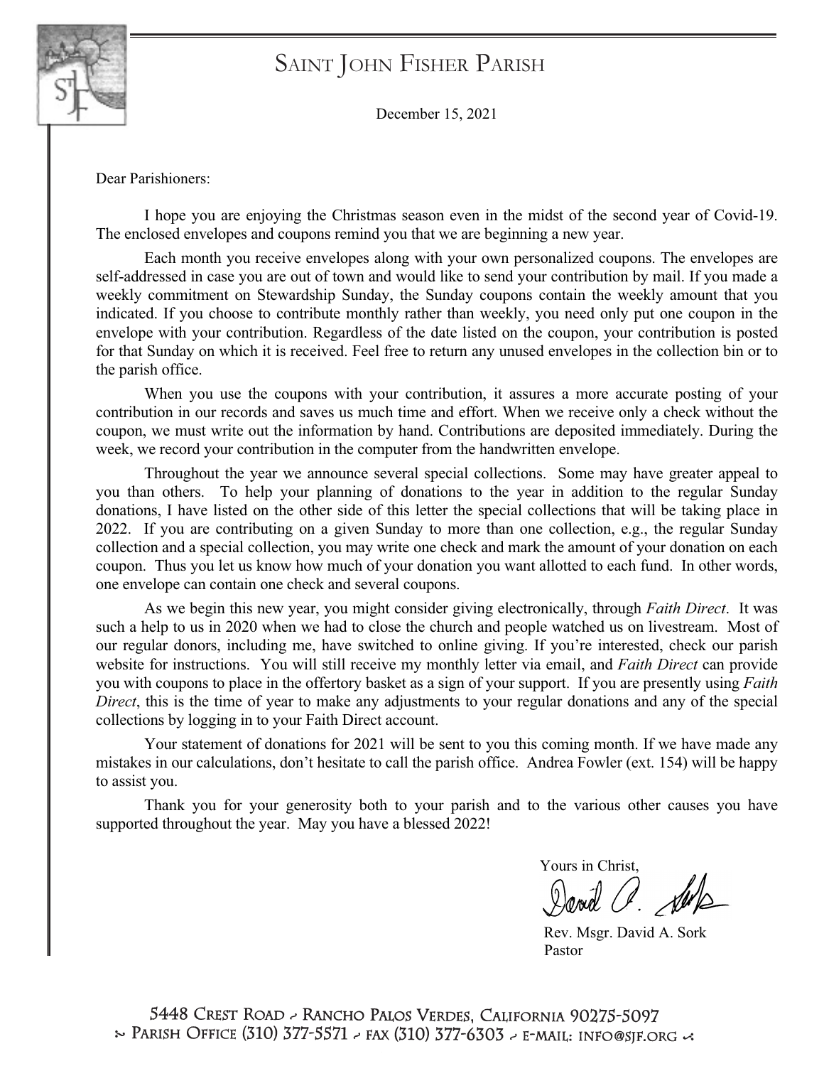# SAINT JOHN FISHER PARISH

December 15, 2021

Dear Parishioners:

I hope you are enjoying the Christmas season even in the midst of the second year of Covid-19. The enclosed envelopes and coupons remind you that we are beginning a new year.

Each month you receive envelopes along with your own personalized coupons. The envelopes are self-addressed in case you are out of town and would like to send your contribution by mail. If you made a weekly commitment on Stewardship Sunday, the Sunday coupons contain the weekly amount that you indicated. If you choose to contribute monthly rather than weekly, you need only put one coupon in the envelope with your contribution. Regardless of the date listed on the coupon, your contribution is posted for that Sunday on which it is received. Feel free to return any unused envelopes in the collection bin or to the parish office.

When you use the coupons with your contribution, it assures a more accurate posting of your contribution in our records and saves us much time and effort. When we receive only a check without the coupon, we must write out the information by hand. Contributions are deposited immediately. During the week, we record your contribution in the computer from the handwritten envelope.

Throughout the year we announce several special collections. Some may have greater appeal to you than others. To help your planning of donations to the year in addition to the regular Sunday donations, I have listed on the other side of this letter the special collections that will be taking place in 2022. If you are contributing on a given Sunday to more than one collection, e.g., the regular Sunday collection and a special collection, you may write one check and mark the amount of your donation on each coupon. Thus you let us know how much of your donation you want allotted to each fund. In other words, one envelope can contain one check and several coupons.

As we begin this new year, you might consider giving electronically, through *Faith Direct*. It was such a help to us in 2020 when we had to close the church and people watched us on livestream. Most of our regular donors, including me, have switched to online giving. If you're interested, check our parish website for instructions. You will still receive my monthly letter via email, and *Faith Direct* can provide you with coupons to place in the offertory basket as a sign of your support. If you are presently using *Faith Direct*, this is the time of year to make any adjustments to your regular donations and any of the special collections by logging in to your Faith Direct account.

Your statement of donations for 2021 will be sent to you this coming month. If we have made any mistakes in our calculations, don't hesitate to call the parish office. Andrea Fowler (ext. 154) will be happy to assist you.

Thank you for your generosity both to your parish and to the various other causes you have supported throughout the year. May you have a blessed 2022!

Yours in Christ,

David A. Sork

Rev. Msgr. David A. Sork
Pastor

5448 CREST ROAD ~ RANCHO PALOS VERDES, CALIFORNIA 90275-5097
~ PARISH OFFICE (310) 377-5571 ~ FAX (310) 377-6303 ~ E-MAIL: INFO@SJF.ORG ~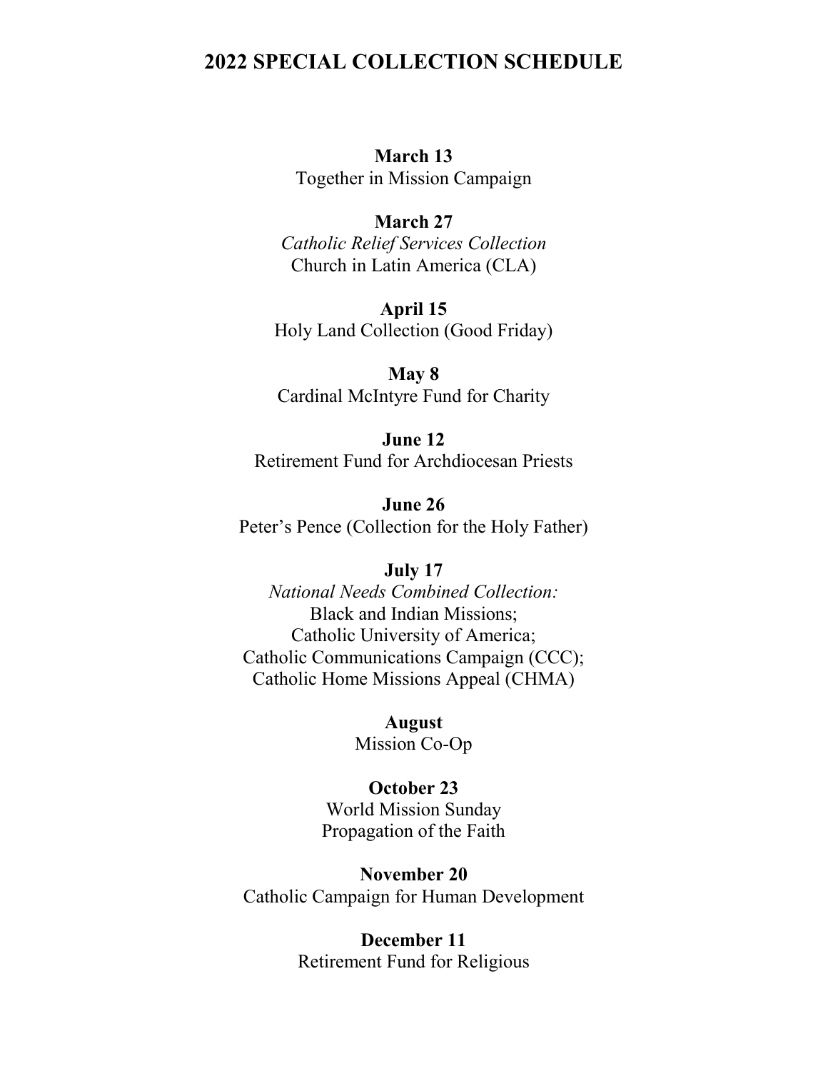# 2022 SPECIAL COLLECTION SCHEDULE

**March 13**
Together in Mission Campaign

**March 27**
*Catholic Relief Services Collection*
Church in Latin America (CLA)

**April 15**
Holy Land Collection (Good Friday)

**May 8**
Cardinal McIntyre Fund for Charity

**June 12**
Retirement Fund for Archdiocesan Priests

**June 26**
Peter's Pence (Collection for the Holy Father)

**July 17**
*National Needs Combined Collection:*
Black and Indian Missions;
Catholic University of America;
Catholic Communications Campaign (CCC);
Catholic Home Missions Appeal (CHMA)

**August**
Mission Co-Op

**October 23**
World Mission Sunday
Propagation of the Faith

**November 20**
Catholic Campaign for Human Development

**December 11**
Retirement Fund for Religious